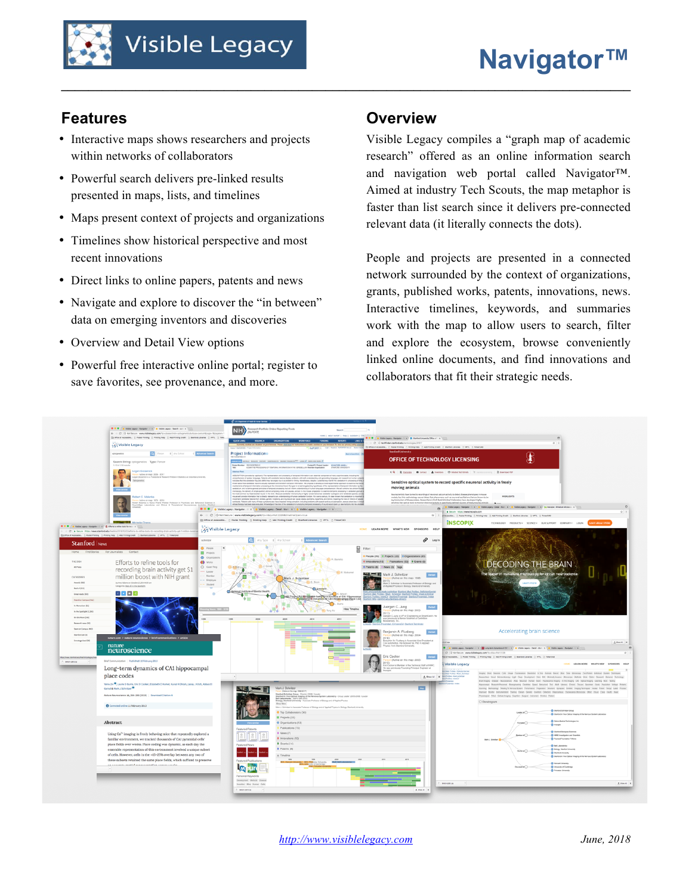Visible Legacy

# Navigator™

## Features

- Interactive maps shows researchers and projects within networks of collaborators
- Powerful search delivers pre-linked results presented in maps, lists, and timelines
- Maps present context of projects and organizations
- Timelines show historical perspective and most recent innovations
- Direct links to online papers, patents and news
- Navigate and explore to discover the "in between" data on emerging inventors and discoveries
- Overview and Detail View options
- Powerful free interactive online portal; register to save favorites, see provenance, and more.

## Overview

Visible Legacy compiles a "graph map of academic research" offered as an online information search and navigation web portal called Navigator™. Aimed at industry Tech Scouts, the map metaphor is faster than list search since it delivers pre-connected relevant data (it literally connects the dots).

People and projects are presented in a connected network surrounded by the context of organizations, grants, published works, patents, innovations, news. Interactive timelines, keywords, and summaries work with the map to allow users to search, filter and explore the ecosystem, browse conveniently linked online documents, and find innovations and collaborators that fit their strategic needs.

http://www.visiblelegacy.com

*June, 2018*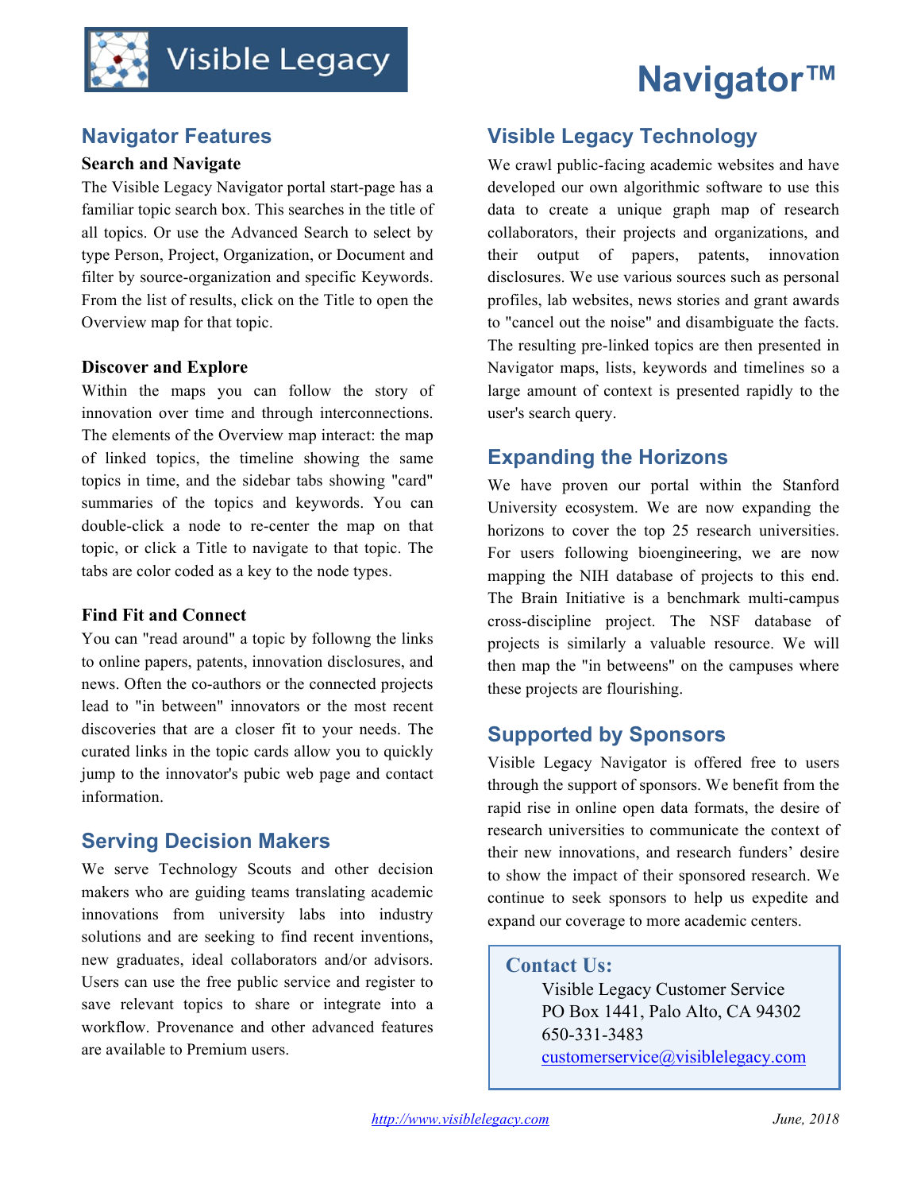Visible Legacy

# Navigator™

## Navigator Features

### Search and Navigate

The Visible Legacy Navigator portal start-page has a familiar topic search box. This searches in the title of all topics. Or use the Advanced Search to select by type Person, Project, Organization, or Document and filter by source-organization and specific Keywords. From the list of results, click on the Title to open the Overview map for that topic.

### Discover and Explore

Within the maps you can follow the story of innovation over time and through interconnections. The elements of the Overview map interact: the map of linked topics, the timeline showing the same topics in time, and the sidebar tabs showing "card" summaries of the topics and keywords. You can double-click a node to re-center the map on that topic, or click a Title to navigate to that topic. The tabs are color coded as a key to the node types.

### Find Fit and Connect

You can "read around" a topic by followng the links to online papers, patents, innovation disclosures, and news. Often the co-authors or the connected projects lead to "in between" innovators or the most recent discoveries that are a closer fit to your needs. The curated links in the topic cards allow you to quickly jump to the innovator's pubic web page and contact information.

## Serving Decision Makers

We serve Technology Scouts and other decision makers who are guiding teams translating academic innovations from university labs into industry solutions and are seeking to find recent inventions, new graduates, ideal collaborators and/or advisors. Users can use the free public service and register to save relevant topics to share or integrate into a workflow. Provenance and other advanced features are available to Premium users.

## Visible Legacy Technology

We crawl public-facing academic websites and have developed our own algorithmic software to use this data to create a unique graph map of research collaborators, their projects and organizations, and their output of papers, patents, innovation disclosures. We use various sources such as personal profiles, lab websites, news stories and grant awards to "cancel out the noise" and disambiguate the facts. The resulting pre-linked topics are then presented in Navigator maps, lists, keywords and timelines so a large amount of context is presented rapidly to the user's search query.

## Expanding the Horizons

We have proven our portal within the Stanford University ecosystem. We are now expanding the horizons to cover the top 25 research universities. For users following bioengineering, we are now mapping the NIH database of projects to this end. The Brain Initiative is a benchmark multi-campus cross-discipline project. The NSF database of projects is similarly a valuable resource. We will then map the "in betweens" on the campuses where these projects are flourishing.

## Supported by Sponsors

Visible Legacy Navigator is offered free to users through the support of sponsors. We benefit from the rapid rise in online open data formats, the desire of research universities to communicate the context of their new innovations, and research funders' desire to show the impact of their sponsored research. We continue to seek sponsors to help us expedite and expand our coverage to more academic centers.

**Contact Us:**

Visible Legacy Customer Service
PO Box 1441, Palo Alto, CA 94302
650-331-3483
customerservice@visiblelegacy.com

*http://www.visiblelegacy.com* *June, 2018*